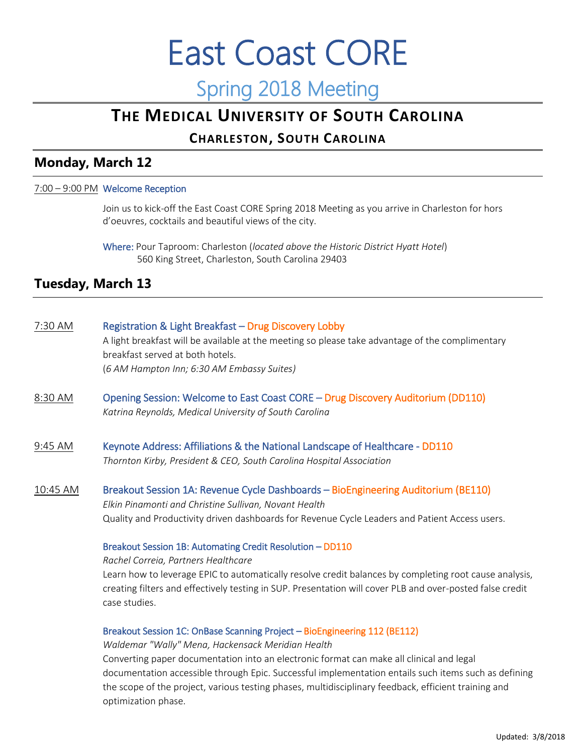# East Coast CORE

## Spring 2018 Meeting

## THE MEDICAL UNIVERSITY OF SOUTH CAROLINA

### CHARLESTON, SOUTH CAROLINA

## Monday, March 12

7:00 – 9:00 PM **Welcome Reception**

Join us to kick-off the East Coast CORE Spring 2018 Meeting as you arrive in Charleston for hors d'oeuvres, cocktails and beautiful views of the city.

Where: Pour Taproom: Charleston (*located above the Historic District Hyatt Hotel*)
560 King Street, Charleston, South Carolina 29403

## Tuesday, March 13

7:30 AM **Registration & Light Breakfast – Drug Discovery Lobby**

A light breakfast will be available at the meeting so please take advantage of the complimentary breakfast served at both hotels.
(*6 AM Hampton Inn; 6:30 AM Embassy Suites)*

8:30 AM **Opening Session: Welcome to East Coast CORE – Drug Discovery Auditorium (DD110)**

*Katrina Reynolds, Medical University of South Carolina*

9:45 AM **Keynote Address: Affiliations & the National Landscape of Healthcare - DD110**

*Thornton Kirby, President & CEO, South Carolina Hospital Association*

10:45 AM **Breakout Session 1A: Revenue Cycle Dashboards – BioEngineering Auditorium (BE110)**

*Elkin Pinamonti and Christine Sullivan, Novant Health*

Quality and Productivity driven dashboards for Revenue Cycle Leaders and Patient Access users.

**Breakout Session 1B: Automating Credit Resolution – DD110**

*Rachel Correia, Partners Healthcare*

Learn how to leverage EPIC to automatically resolve credit balances by completing root cause analysis, creating filters and effectively testing in SUP. Presentation will cover PLB and over-posted false credit case studies.

**Breakout Session 1C: OnBase Scanning Project – BioEngineering 112 (BE112)**

*Waldemar "Wally" Mena, Hackensack Meridian Health*

Converting paper documentation into an electronic format can make all clinical and legal documentation accessible through Epic. Successful implementation entails such items such as defining the scope of the project, various testing phases, multidisciplinary feedback, efficient training and optimization phase.

Updated: 3/8/2018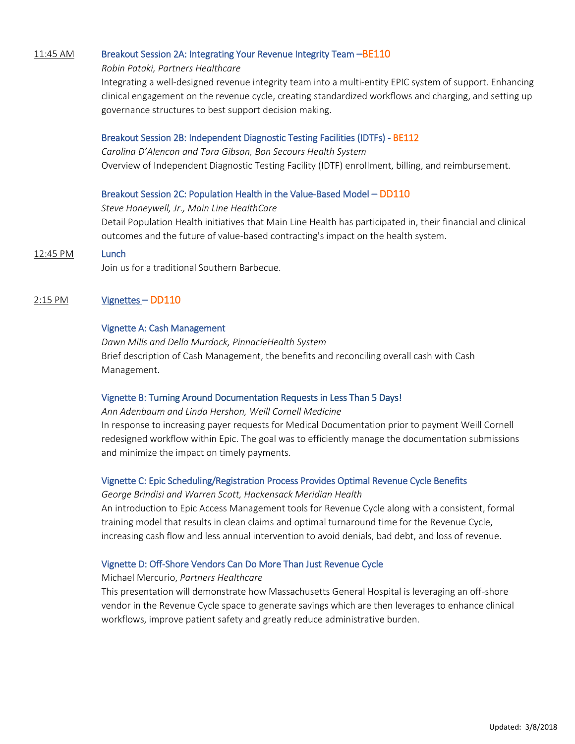**11:45 AM** **Breakout Session 2A: Integrating Your Revenue Integrity Team –BE110**

*Robin Pataki, Partners Healthcare*

Integrating a well-designed revenue integrity team into a multi-entity EPIC system of support. Enhancing clinical engagement on the revenue cycle, creating standardized workflows and charging, and setting up governance structures to best support decision making.

**Breakout Session 2B: Independent Diagnostic Testing Facilities (IDTFs) - BE112**

*Carolina D'Alencon and Tara Gibson, Bon Secours Health System*

Overview of Independent Diagnostic Testing Facility (IDTF) enrollment, billing, and reimbursement.

**Breakout Session 2C: Population Health in the Value-Based Model – DD110**

*Steve Honeywell, Jr., Main Line HealthCare*

Detail Population Health initiatives that Main Line Health has participated in, their financial and clinical outcomes and the future of value-based contracting's impact on the health system.

**12:45 PM** **Lunch**

Join us for a traditional Southern Barbecue.

**2:15 PM** **Vignettes – DD110**

**Vignette A: Cash Management**

*Dawn Mills and Della Murdock, PinnacleHealth System*

Brief description of Cash Management, the benefits and reconciling overall cash with Cash Management.

**Vignette B: Turning Around Documentation Requests in Less Than 5 Days!**

*Ann Adenbaum and Linda Hershon, Weill Cornell Medicine*

In response to increasing payer requests for Medical Documentation prior to payment Weill Cornell redesigned workflow within Epic. The goal was to efficiently manage the documentation submissions and minimize the impact on timely payments.

**Vignette C: Epic Scheduling/Registration Process Provides Optimal Revenue Cycle Benefits**

*George Brindisi and Warren Scott, Hackensack Meridian Health*

An introduction to Epic Access Management tools for Revenue Cycle along with a consistent, formal training model that results in clean claims and optimal turnaround time for the Revenue Cycle, increasing cash flow and less annual intervention to avoid denials, bad debt, and loss of revenue.

**Vignette D: Off-Shore Vendors Can Do More Than Just Revenue Cycle**

Michael Mercurio, *Partners Healthcare*

This presentation will demonstrate how Massachusetts General Hospital is leveraging an off-shore vendor in the Revenue Cycle space to generate savings which are then leverages to enhance clinical workflows, improve patient safety and greatly reduce administrative burden.

Updated: 3/8/2018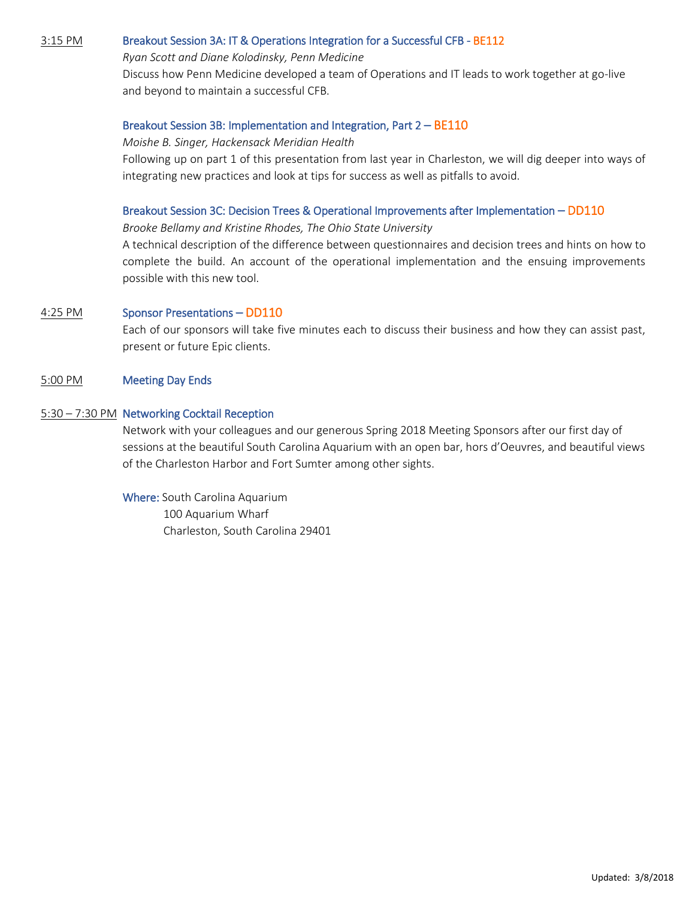3:15 PM **Breakout Session 3A: IT & Operations Integration for a Successful CFB - BE112**

*Ryan Scott and Diane Kolodinsky, Penn Medicine*

Discuss how Penn Medicine developed a team of Operations and IT leads to work together at go-live and beyond to maintain a successful CFB.

**Breakout Session 3B: Implementation and Integration, Part 2 – BE110**

*Moishe B. Singer, Hackensack Meridian Health*

Following up on part 1 of this presentation from last year in Charleston, we will dig deeper into ways of integrating new practices and look at tips for success as well as pitfalls to avoid.

**Breakout Session 3C: Decision Trees & Operational Improvements after Implementation – DD110**

*Brooke Bellamy and Kristine Rhodes, The Ohio State University*

A technical description of the difference between questionnaires and decision trees and hints on how to complete the build. An account of the operational implementation and the ensuing improvements possible with this new tool.

4:25 PM **Sponsor Presentations – DD110**

Each of our sponsors will take five minutes each to discuss their business and how they can assist past, present or future Epic clients.

5:00 PM **Meeting Day Ends**

5:30 – 7:30 PM **Networking Cocktail Reception**

Network with your colleagues and our generous Spring 2018 Meeting Sponsors after our first day of sessions at the beautiful South Carolina Aquarium with an open bar, hors d'Oeuvres, and beautiful views of the Charleston Harbor and Fort Sumter among other sights.

**Where:** South Carolina Aquarium
100 Aquarium Wharf
Charleston, South Carolina 29401

Updated: 3/8/2018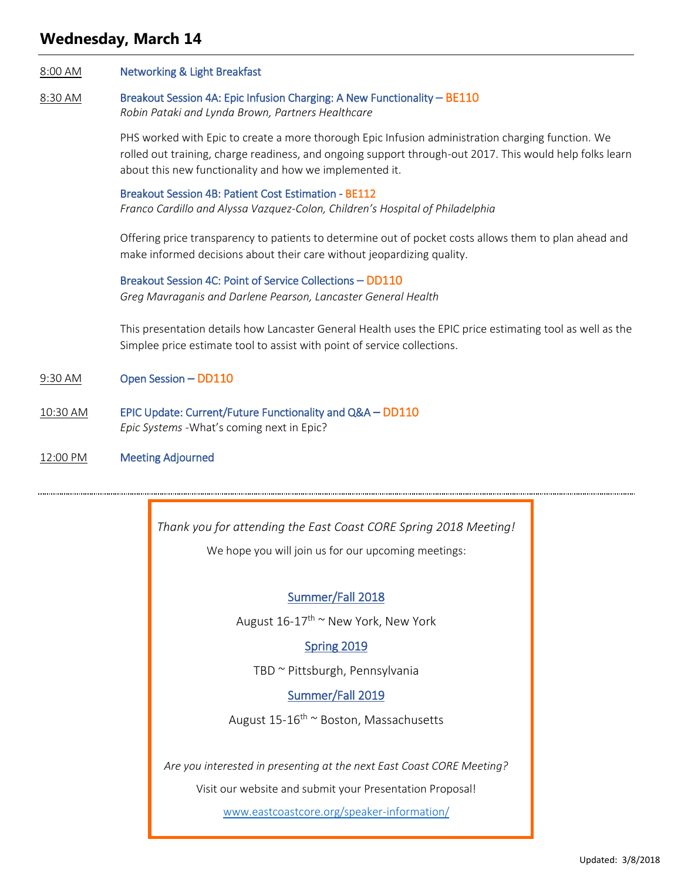## Wednesday, March 14

8:00 AM — Networking & Light Breakfast

8:30 AM — Breakout Session 4A: Epic Infusion Charging: A New Functionality – BE110

*Robin Pataki and Lynda Brown, Partners Healthcare*

PHS worked with Epic to create a more thorough Epic Infusion administration charging function. We rolled out training, charge readiness, and ongoing support through-out 2017. This would help folks learn about this new functionality and how we implemented it.

Breakout Session 4B: Patient Cost Estimation - BE112

*Franco Cardillo and Alyssa Vazquez-Colon, Children's Hospital of Philadelphia*

Offering price transparency to patients to determine out of pocket costs allows them to plan ahead and make informed decisions about their care without jeopardizing quality.

Breakout Session 4C: Point of Service Collections – DD110

*Greg Mavraganis and Darlene Pearson, Lancaster General Health*

This presentation details how Lancaster General Health uses the EPIC price estimating tool as well as the Simplee price estimate tool to assist with point of service collections.

9:30 AM — Open Session – DD110

10:30 AM — EPIC Update: Current/Future Functionality and Q&A – DD110

*Epic Systems* -What's coming next in Epic?

12:00 PM — Meeting Adjourned

---

*Thank you for attending the East Coast CORE Spring 2018 Meeting!*

We hope you will join us for our upcoming meetings:

**Summer/Fall 2018**

August 16-17th ~ New York, New York

**Spring 2019**

TBD ~ Pittsburgh, Pennsylvania

**Summer/Fall 2019**

August 15-16th ~ Boston, Massachusetts

*Are you interested in presenting at the next East Coast CORE Meeting?*

Visit our website and submit your Presentation Proposal!

www.eastcoastcore.org/speaker-information/

Updated: 3/8/2018